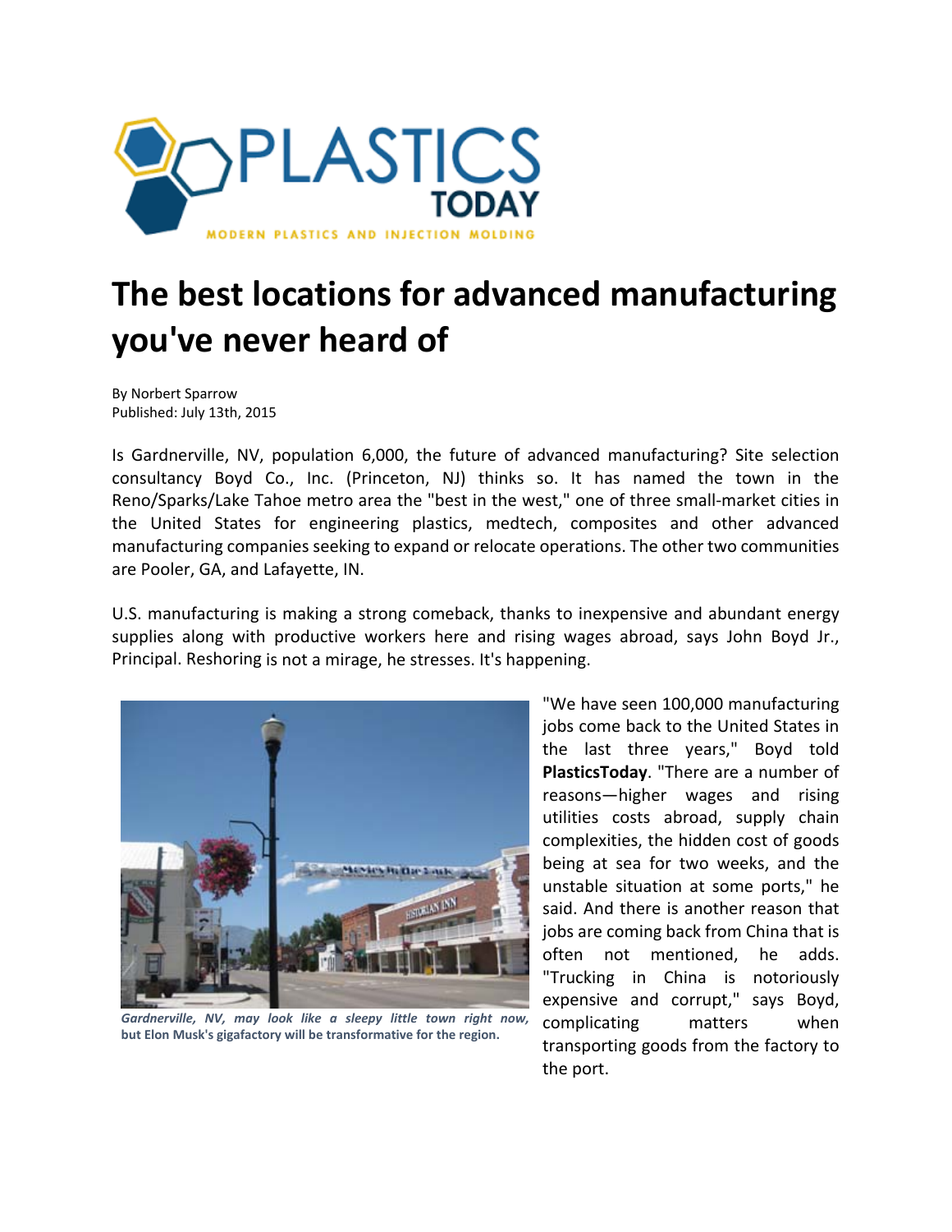# The best locations for advanced manufacturing you've never heard of

By Norbert Sparrow
Published: July 13th, 2015

Is Gardnerville, NV, population 6,000, the future of advanced manufacturing? Site selection consultancy Boyd Co., Inc. (Princeton, NJ) thinks so. It has named the town in the Reno/Sparks/Lake Tahoe metro area the "best in the west," one of three small-market cities in the United States for engineering plastics, medtech, composites and other advanced manufacturing companies seeking to expand or relocate operations. The other two communities are Pooler, GA, and Lafayette, IN.

U.S. manufacturing is making a strong comeback, thanks to inexpensive and abundant energy supplies along with productive workers here and rising wages abroad, says John Boyd Jr., Principal. Reshoring is not a mirage, he stresses. It's happening.

*Gardnerville, NV, may look like a sleepy little town right now,* **but Elon Musk's gigafactory will be transformative for the region.**

"We have seen 100,000 manufacturing jobs come back to the United States in the last three years," Boyd told **PlasticsToday**. "There are a number of reasons—higher wages and rising utilities costs abroad, supply chain complexities, the hidden cost of goods being at sea for two weeks, and the unstable situation at some ports," he said. And there is another reason that jobs are coming back from China that is often not mentioned, he adds. "Trucking in China is notoriously expensive and corrupt," says Boyd, complicating matters when transporting goods from the factory to the port.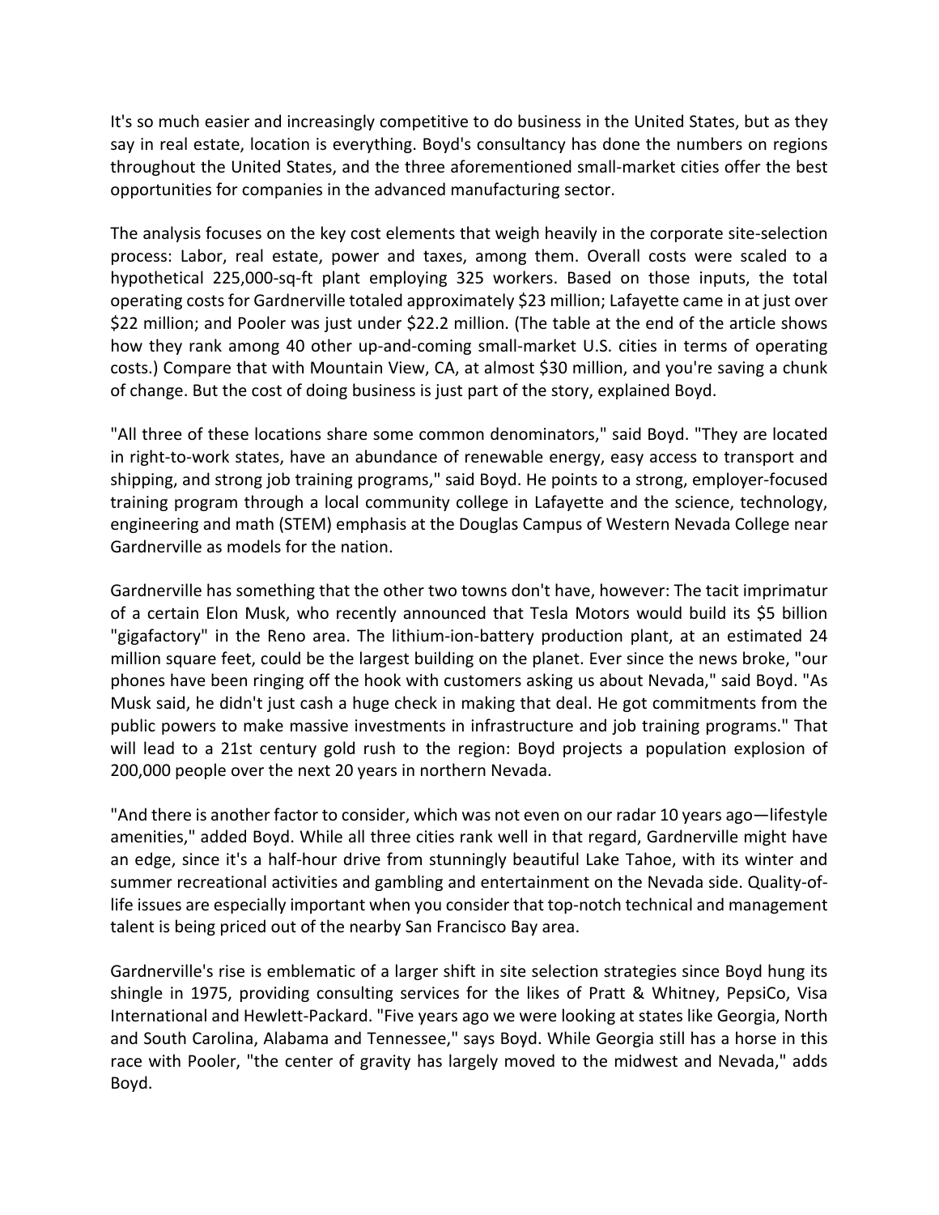It's so much easier and increasingly competitive to do business in the United States, but as they say in real estate, location is everything. Boyd's consultancy has done the numbers on regions throughout the United States, and the three aforementioned small-market cities offer the best opportunities for companies in the advanced manufacturing sector.

The analysis focuses on the key cost elements that weigh heavily in the corporate site-selection process: Labor, real estate, power and taxes, among them. Overall costs were scaled to a hypothetical 225,000-sq-ft plant employing 325 workers. Based on those inputs, the total operating costs for Gardnerville totaled approximately $23 million; Lafayette came in at just over $22 million; and Pooler was just under $22.2 million. (The table at the end of the article shows how they rank among 40 other up-and-coming small-market U.S. cities in terms of operating costs.) Compare that with Mountain View, CA, at almost $30 million, and you're saving a chunk of change. But the cost of doing business is just part of the story, explained Boyd.

"All three of these locations share some common denominators," said Boyd. "They are located in right-to-work states, have an abundance of renewable energy, easy access to transport and shipping, and strong job training programs," said Boyd. He points to a strong, employer-focused training program through a local community college in Lafayette and the science, technology, engineering and math (STEM) emphasis at the Douglas Campus of Western Nevada College near Gardnerville as models for the nation.

Gardnerville has something that the other two towns don't have, however: The tacit imprimatur of a certain Elon Musk, who recently announced that Tesla Motors would build its $5 billion "gigafactory" in the Reno area. The lithium-ion-battery production plant, at an estimated 24 million square feet, could be the largest building on the planet. Ever since the news broke, "our phones have been ringing off the hook with customers asking us about Nevada," said Boyd. "As Musk said, he didn't just cash a huge check in making that deal. He got commitments from the public powers to make massive investments in infrastructure and job training programs." That will lead to a 21st century gold rush to the region: Boyd projects a population explosion of 200,000 people over the next 20 years in northern Nevada.

"And there is another factor to consider, which was not even on our radar 10 years ago—lifestyle amenities," added Boyd. While all three cities rank well in that regard, Gardnerville might have an edge, since it's a half-hour drive from stunningly beautiful Lake Tahoe, with its winter and summer recreational activities and gambling and entertainment on the Nevada side. Quality-of-life issues are especially important when you consider that top-notch technical and management talent is being priced out of the nearby San Francisco Bay area.

Gardnerville's rise is emblematic of a larger shift in site selection strategies since Boyd hung its shingle in 1975, providing consulting services for the likes of Pratt & Whitney, PepsiCo, Visa International and Hewlett-Packard. "Five years ago we were looking at states like Georgia, North and South Carolina, Alabama and Tennessee," says Boyd. While Georgia still has a horse in this race with Pooler, "the center of gravity has largely moved to the midwest and Nevada," adds Boyd.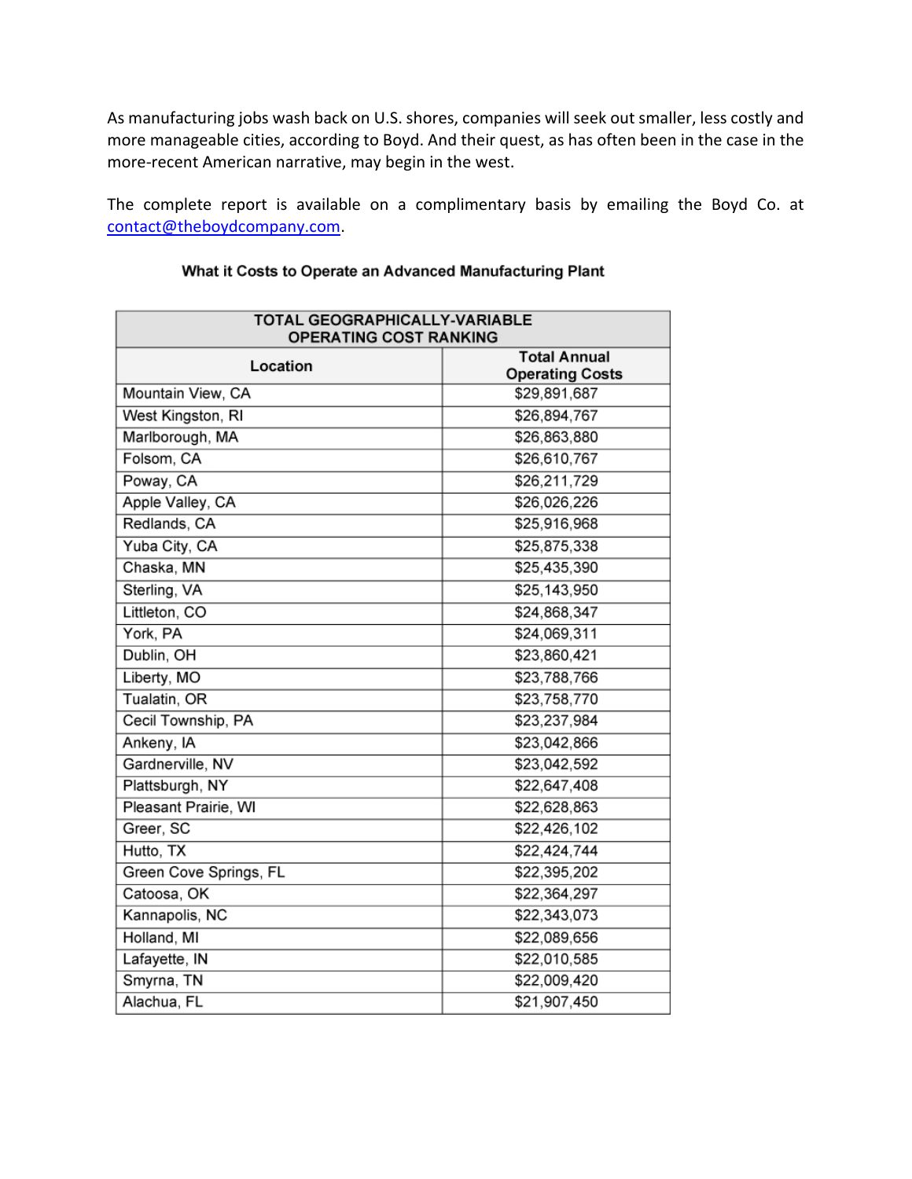As manufacturing jobs wash back on U.S. shores, companies will seek out smaller, less costly and more manageable cities, according to Boyd. And their quest, as has often been in the case in the more-recent American narrative, may begin in the west.

The complete report is available on a complimentary basis by emailing the Boyd Co. at contact@theboydcompany.com.

**What it Costs to Operate an Advanced Manufacturing Plant**

| TOTAL GEOGRAPHICALLY-VARIABLE OPERATING COST RANKING | |
|---|---|
| **Location** | **Total Annual Operating Costs** |
| Mountain View, CA | $29,891,687 |
| West Kingston, RI | $26,894,767 |
| Marlborough, MA | $26,863,880 |
| Folsom, CA | $26,610,767 |
| Poway, CA | $26,211,729 |
| Apple Valley, CA | $26,026,226 |
| Redlands, CA | $25,916,968 |
| Yuba City, CA | $25,875,338 |
| Chaska, MN | $25,435,390 |
| Sterling, VA | $25,143,950 |
| Littleton, CO | $24,868,347 |
| York, PA | $24,069,311 |
| Dublin, OH | $23,860,421 |
| Liberty, MO | $23,788,766 |
| Tualatin, OR | $23,758,770 |
| Cecil Township, PA | $23,237,984 |
| Ankeny, IA | $23,042,866 |
| Gardnerville, NV | $23,042,592 |
| Plattsburgh, NY | $22,647,408 |
| Pleasant Prairie, WI | $22,628,863 |
| Greer, SC | $22,426,102 |
| Hutto, TX | $22,424,744 |
| Green Cove Springs, FL | $22,395,202 |
| Catoosa, OK | $22,364,297 |
| Kannapolis, NC | $22,343,073 |
| Holland, MI | $22,089,656 |
| Lafayette, IN | $22,010,585 |
| Smyrna, TN | $22,009,420 |
| Alachua, FL | $21,907,450 |